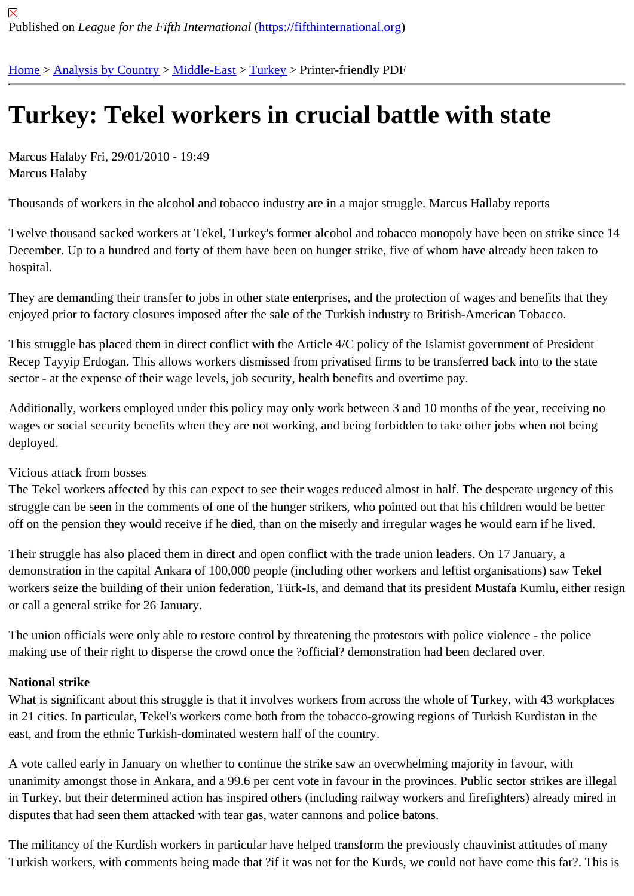Published on *League for the Fifth International* (https://fifthinternational.org)

Home > Analysis by Country > Middle-East > Turkey > Printer-friendly PDF

# Turkey: Tekel workers in crucial battle with state

Marcus Halaby Fri, 29/01/2010 - 19:49
Marcus Halaby

Thousands of workers in the alcohol and tobacco industry are in a major struggle. Marcus Hallaby reports

Twelve thousand sacked workers at Tekel, Turkey's former alcohol and tobacco monopoly have been on strike since 14 December. Up to a hundred and forty of them have been on hunger strike, five of whom have already been taken to hospital.

They are demanding their transfer to jobs in other state enterprises, and the protection of wages and benefits that they enjoyed prior to factory closures imposed after the sale of the Turkish industry to British-American Tobacco.

This struggle has placed them in direct conflict with the Article 4/C policy of the Islamist government of President Recep Tayyip Erdogan. This allows workers dismissed from privatised firms to be transferred back into to the state sector - at the expense of their wage levels, job security, health benefits and overtime pay.

Additionally, workers employed under this policy may only work between 3 and 10 months of the year, receiving no wages or social security benefits when they are not working, and being forbidden to take other jobs when not being deployed.

Vicious attack from bosses
The Tekel workers affected by this can expect to see their wages reduced almost in half. The desperate urgency of this struggle can be seen in the comments of one of the hunger strikers, who pointed out that his children would be better off on the pension they would receive if he died, than on the miserly and irregular wages he would earn if he lived.

Their struggle has also placed them in direct and open conflict with the trade union leaders. On 17 January, a demonstration in the capital Ankara of 100,000 people (including other workers and leftist organisations) saw Tekel workers seize the building of their union federation, Türk-Is, and demand that its president Mustafa Kumlu, either resign or call a general strike for 26 January.

The union officials were only able to restore control by threatening the protestors with police violence - the police making use of their right to disperse the crowd once the ?official? demonstration had been declared over.

**National strike**
What is significant about this struggle is that it involves workers from across the whole of Turkey, with 43 workplaces in 21 cities. In particular, Tekel's workers come both from the tobacco-growing regions of Turkish Kurdistan in the east, and from the ethnic Turkish-dominated western half of the country.

A vote called early in January on whether to continue the strike saw an overwhelming majority in favour, with unanimity amongst those in Ankara, and a 99.6 per cent vote in favour in the provinces. Public sector strikes are illegal in Turkey, but their determined action has inspired others (including railway workers and firefighters) already mired in disputes that had seen them attacked with tear gas, water cannons and police batons.

The militancy of the Kurdish workers in particular have helped transform the previously chauvinist attitudes of many Turkish workers, with comments being made that ?if it was not for the Kurds, we could not have come this far?. This is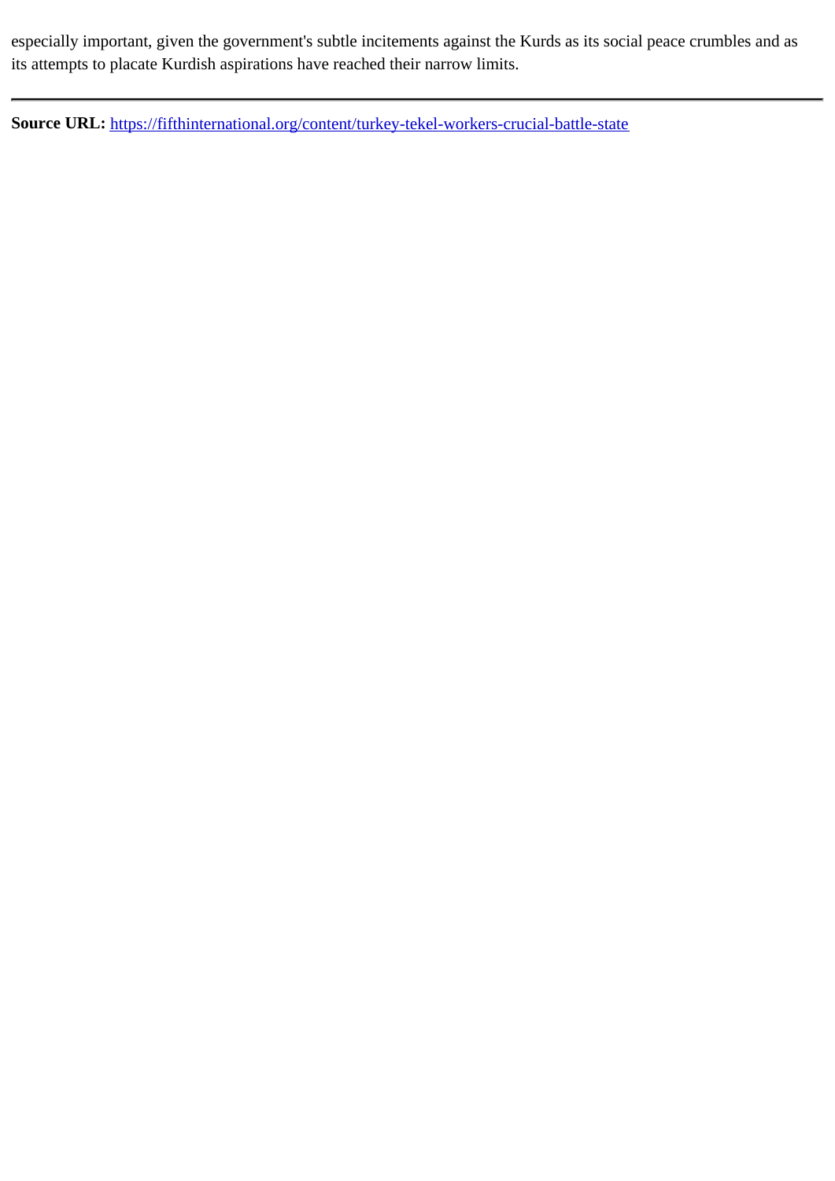especially important, given the government's subtle incitements against the Kurds as its social peace crumbles and as its attempts to placate Kurdish aspirations have reached their narrow limits.

---

**Source URL:** https://fifthinternational.org/content/turkey-tekel-workers-crucial-battle-state